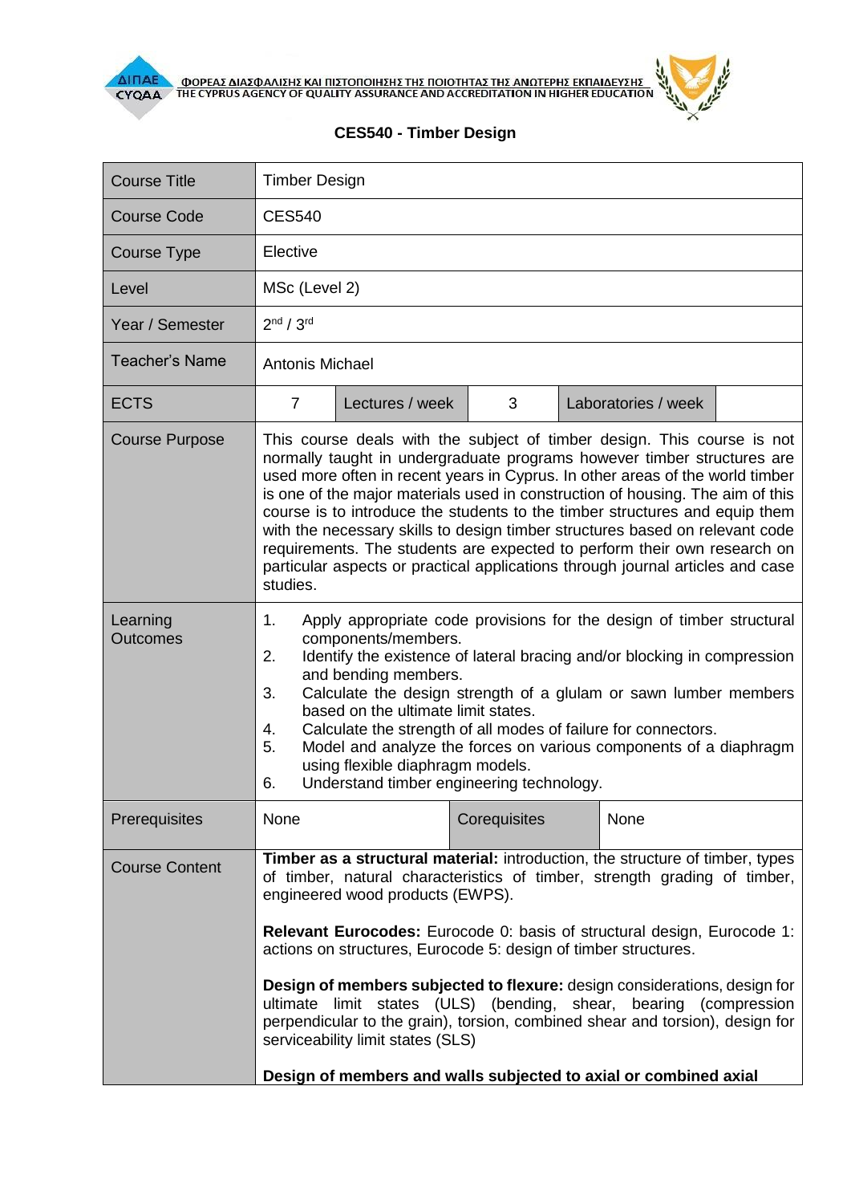ΦΟΡΕΑΣ ΔΙΑΣΦΑΛΙΣΗΣ ΚΑΙ ΠΙΣΤΟΠΟΙΗΣΗΣ ΤΗΣ ΠΟΙΟΤΗΤΑΣ ΤΗΣ ΑΝΩΤΕΡΗΣ ΕΚΠΑΙΔΕΥΣΗΣ
THE CYPRUS AGENCY OF QUALITY ASSURANCE AND ACCREDITATION IN HIGHER EDUCATION

# CES540 - Timber Design

| Course Title | Timber Design | | | | |
|---|---|---|---|---|---|
| Course Code | CES540 | | | | |
| Course Type | Elective | | | | |
| Level | MSc (Level 2) | | | | |
| Year / Semester | 2nd / 3rd | | | | |
| Teacher's Name | Antonis Michael | | | | |
| ECTS | 7 | Lectures / week | 3 | Laboratories / week | |
| Course Purpose | This course deals with the subject of timber design. This course is not normally taught in undergraduate programs however timber structures are used more often in recent years in Cyprus. In other areas of the world timber is one of the major materials used in construction of housing. The aim of this course is to introduce the students to the timber structures and equip them with the necessary skills to design timber structures based on relevant code requirements. The students are expected to perform their own research on particular aspects or practical applications through journal articles and case studies. | | | | |
| Learning Outcomes | 1. Apply appropriate code provisions for the design of timber structural components/members.<br>2. Identify the existence of lateral bracing and/or blocking in compression and bending members.<br>3. Calculate the design strength of a glulam or sawn lumber members based on the ultimate limit states.<br>4. Calculate the strength of all modes of failure for connectors.<br>5. Model and analyze the forces on various components of a diaphragm using flexible diaphragm models.<br>6. Understand timber engineering technology. | | | | |
| Prerequisites | None | | Corequisites | None | |
| Course Content | **Timber as a structural material:** introduction, the structure of timber, types of timber, natural characteristics of timber, strength grading of timber, engineered wood products (EWPS).<br><br>**Relevant Eurocodes:** Eurocode 0: basis of structural design, Eurocode 1: actions on structures, Eurocode 5: design of timber structures.<br><br>**Design of members subjected to flexure:** design considerations, design for ultimate limit states (ULS) (bending, shear, bearing (compression perpendicular to the grain), torsion, combined shear and torsion), design for serviceability limit states (SLS)<br><br>**Design of members and walls subjected to axial or combined axial** | | | | |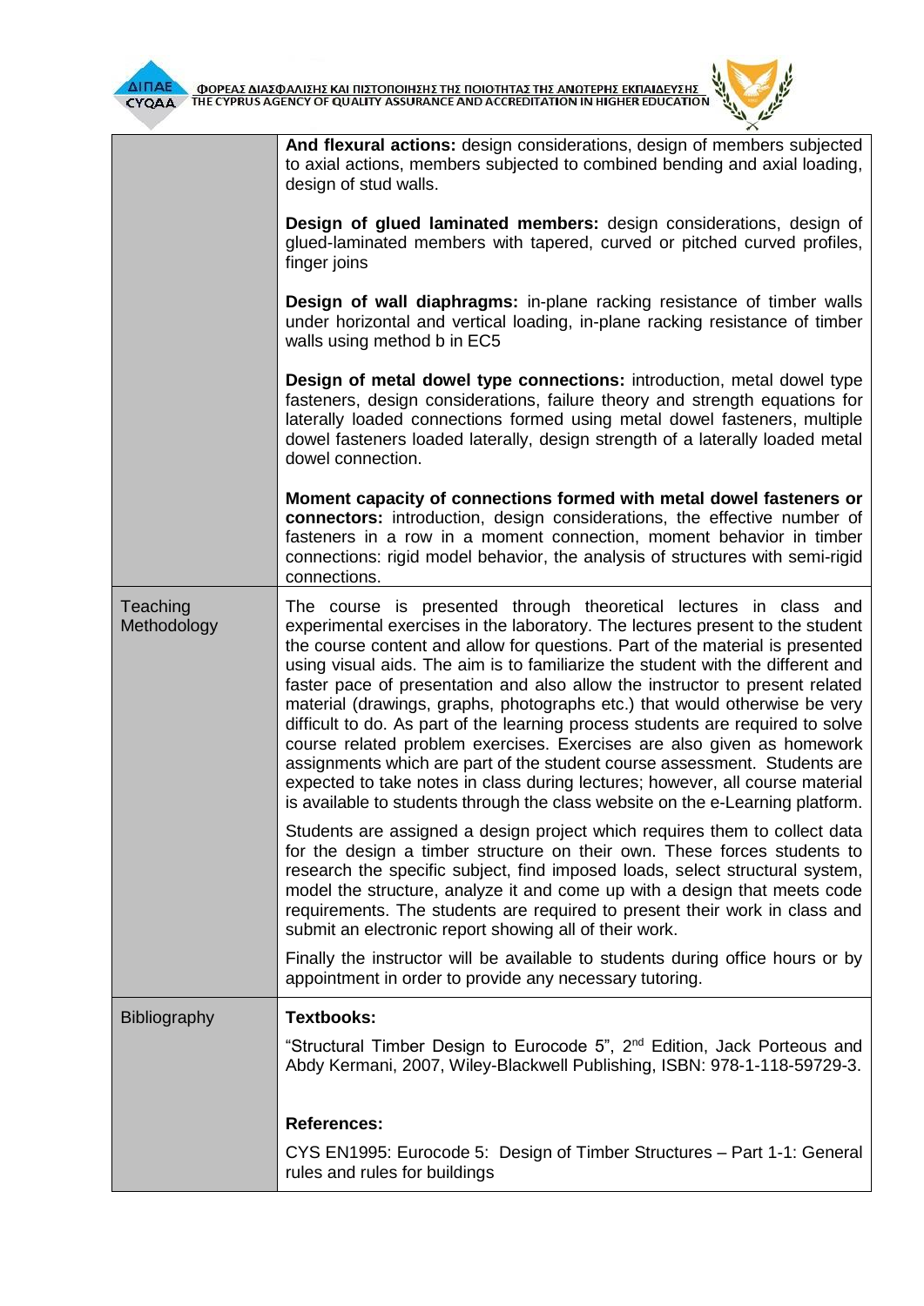| | |
|---|---|
| | **And flexural actions:** design considerations, design of members subjected to axial actions, members subjected to combined bending and axial loading, design of stud walls.<br><br>**Design of glued laminated members:** design considerations, design of glued-laminated members with tapered, curved or pitched curved profiles, finger joins<br><br>**Design of wall diaphragms:** in-plane racking resistance of timber walls under horizontal and vertical loading, in-plane racking resistance of timber walls using method b in EC5<br><br>**Design of metal dowel type connections:** introduction, metal dowel type fasteners, design considerations, failure theory and strength equations for laterally loaded connections formed using metal dowel fasteners, multiple dowel fasteners loaded laterally, design strength of a laterally loaded metal dowel connection.<br><br>**Moment capacity of connections formed with metal dowel fasteners or connectors:** introduction, design considerations, the effective number of fasteners in a row in a moment connection, moment behavior in timber connections: rigid model behavior, the analysis of structures with semi-rigid connections. |
| Teaching Methodology | The course is presented through theoretical lectures in class and experimental exercises in the laboratory. The lectures present to the student the course content and allow for questions. Part of the material is presented using visual aids. The aim is to familiarize the student with the different and faster pace of presentation and also allow the instructor to present related material (drawings, graphs, photographs etc.) that would otherwise be very difficult to do. As part of the learning process students are required to solve course related problem exercises. Exercises are also given as homework assignments which are part of the student course assessment. Students are expected to take notes in class during lectures; however, all course material is available to students through the class website on the e-Learning platform.<br><br>Students are assigned a design project which requires them to collect data for the design a timber structure on their own. These forces students to research the specific subject, find imposed loads, select structural system, model the structure, analyze it and come up with a design that meets code requirements. The students are required to present their work in class and submit an electronic report showing all of their work.<br><br>Finally the instructor will be available to students during office hours or by appointment in order to provide any necessary tutoring. |
| Bibliography | **Textbooks:**<br><br>"Structural Timber Design to Eurocode 5", 2nd Edition, Jack Porteous and Abdy Kermani, 2007, Wiley-Blackwell Publishing, ISBN: 978-1-118-59729-3.<br><br>**References:**<br><br>CYS EN1995: Eurocode 5: Design of Timber Structures – Part 1-1: General rules and rules for buildings |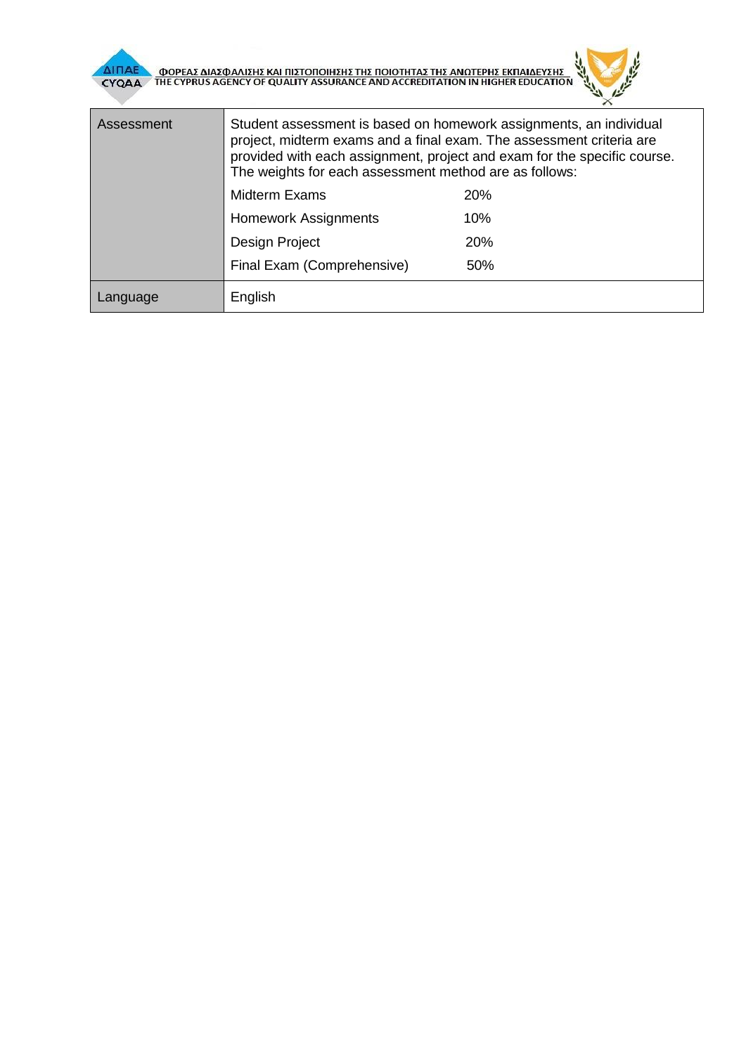| | |
|---|---|
| Assessment | Student assessment is based on homework assignments, an individual project, midterm exams and a final exam. The assessment criteria are provided with each assignment, project and exam for the specific course. The weights for each assessment method are as follows:<br>Midterm Exams 20%<br>Homework Assignments 10%<br>Design Project 20%<br>Final Exam (Comprehensive) 50% |
| Language | English |